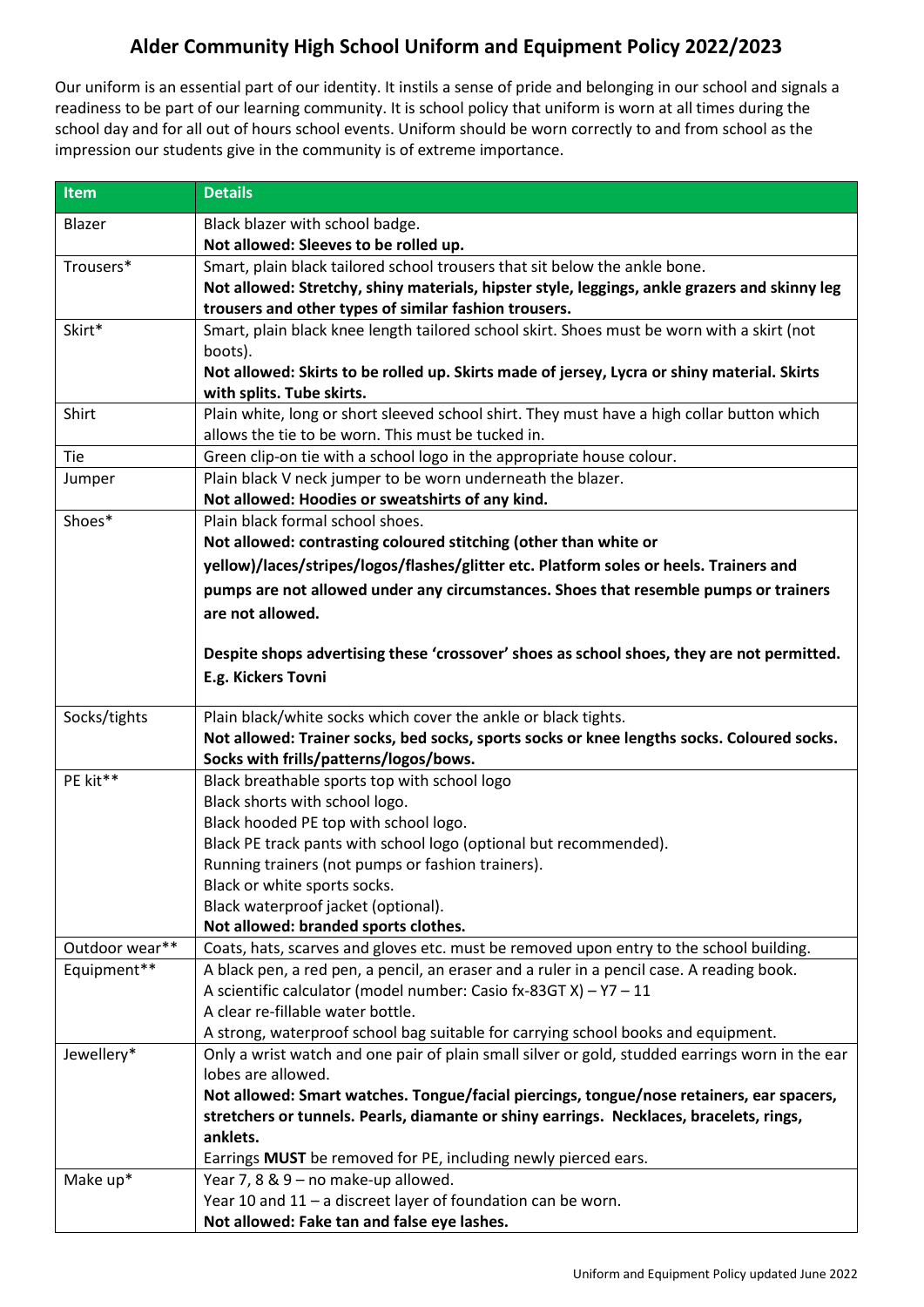# Alder Community High School Uniform and Equipment Policy 2022/2023

Our uniform is an essential part of our identity. It instils a sense of pride and belonging in our school and signals a readiness to be part of our learning community. It is school policy that uniform is worn at all times during the school day and for all out of hours school events. Uniform should be worn correctly to and from school as the impression our students give in the community is of extreme importance.

| Item | Details |
|---|---|
| Blazer | Black blazer with school badge.<br>**Not allowed: Sleeves to be rolled up.** |
| Trousers* | Smart, plain black tailored school trousers that sit below the ankle bone.<br>**Not allowed: Stretchy, shiny materials, hipster style, leggings, ankle grazers and skinny leg trousers and other types of similar fashion trousers.** |
| Skirt* | Smart, plain black knee length tailored school skirt. Shoes must be worn with a skirt (not boots).<br>**Not allowed: Skirts to be rolled up. Skirts made of jersey, Lycra or shiny material. Skirts with splits. Tube skirts.** |
| Shirt | Plain white, long or short sleeved school shirt. They must have a high collar button which allows the tie to be worn. This must be tucked in. |
| Tie | Green clip-on tie with a school logo in the appropriate house colour. |
| Jumper | Plain black V neck jumper to be worn underneath the blazer.<br>**Not allowed: Hoodies or sweatshirts of any kind.** |
| Shoes* | Plain black formal school shoes.<br>**Not allowed: contrasting coloured stitching (other than white or yellow)/laces/stripes/logos/flashes/glitter etc. Platform soles or heels. Trainers and pumps are not allowed under any circumstances. Shoes that resemble pumps or trainers are not allowed.**<br><br>**Despite shops advertising these 'crossover' shoes as school shoes, they are not permitted. E.g. Kickers Tovni** |
| Socks/tights | Plain black/white socks which cover the ankle or black tights.<br>**Not allowed: Trainer socks, bed socks, sports socks or knee lengths socks. Coloured socks. Socks with frills/patterns/logos/bows.** |
| PE kit** | Black breathable sports top with school logo<br>Black shorts with school logo.<br>Black hooded PE top with school logo.<br>Black PE track pants with school logo (optional but recommended).<br>Running trainers (not pumps or fashion trainers).<br>Black or white sports socks.<br>Black waterproof jacket (optional).<br>**Not allowed: branded sports clothes.** |
| Outdoor wear** | Coats, hats, scarves and gloves etc. must be removed upon entry to the school building. |
| Equipment** | A black pen, a red pen, a pencil, an eraser and a ruler in a pencil case. A reading book.<br>A scientific calculator (model number: Casio fx-83GT X) – Y7 – 11<br>A clear re-fillable water bottle.<br>A strong, waterproof school bag suitable for carrying school books and equipment. |
| Jewellery* | Only a wrist watch and one pair of plain small silver or gold, studded earrings worn in the ear lobes are allowed.<br>**Not allowed: Smart watches. Tongue/facial piercings, tongue/nose retainers, ear spacers, stretchers or tunnels. Pearls, diamante or shiny earrings. Necklaces, bracelets, rings, anklets.**<br>Earrings **MUST** be removed for PE, including newly pierced ears. |
| Make up* | Year 7, 8 & 9 – no make-up allowed.<br>Year 10 and 11 – a discreet layer of foundation can be worn.<br>**Not allowed: Fake tan and false eye lashes.** |

Uniform and Equipment Policy updated June 2022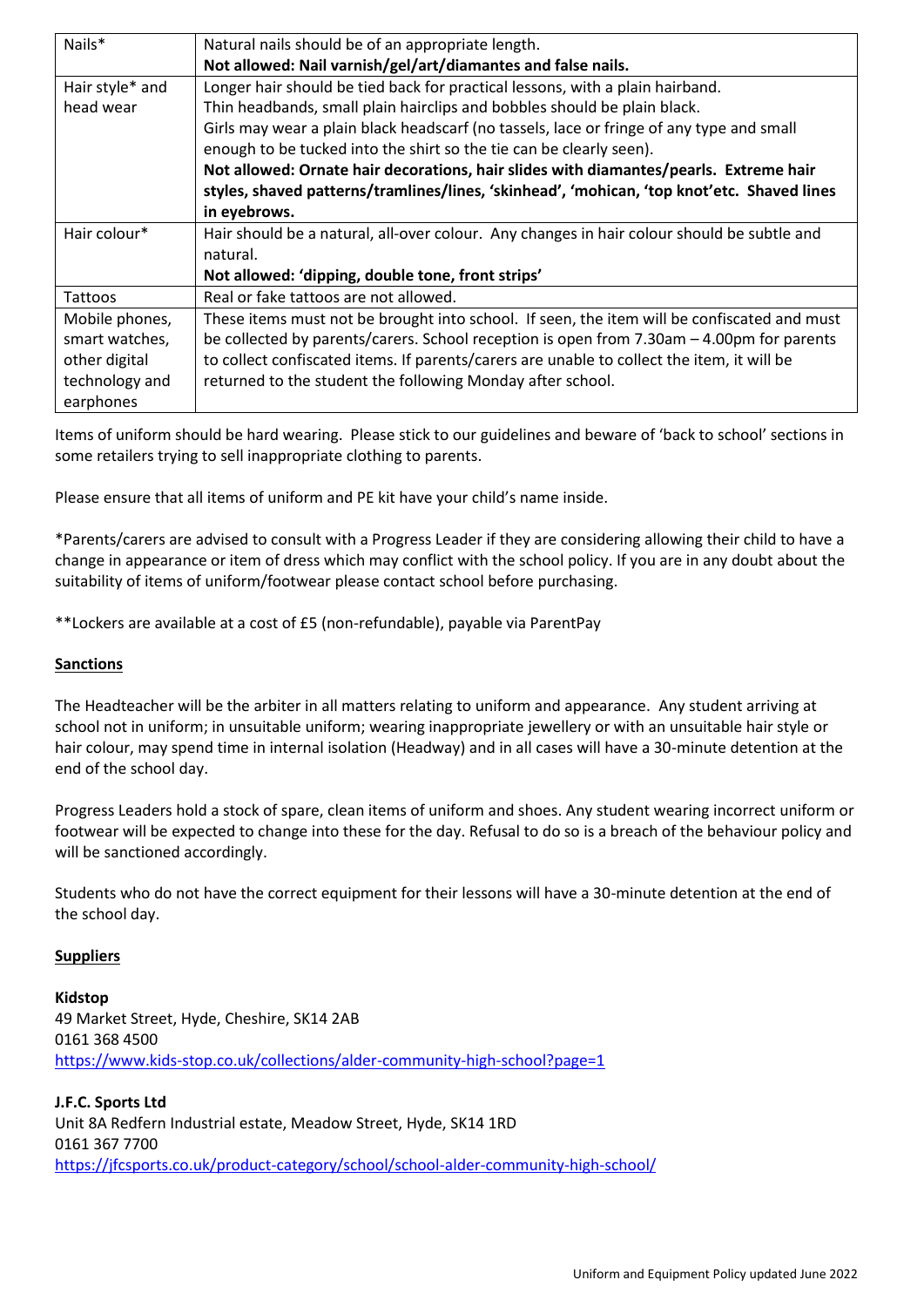| | |
|---|---|
| Nails* | Natural nails should be of an appropriate length.<br>**Not allowed: Nail varnish/gel/art/diamantes and false nails.** |
| Hair style* and head wear | Longer hair should be tied back for practical lessons, with a plain hairband.<br>Thin headbands, small plain hairclips and bobbles should be plain black.<br>Girls may wear a plain black headscarf (no tassels, lace or fringe of any type and small enough to be tucked into the shirt so the tie can be clearly seen).<br>**Not allowed: Ornate hair decorations, hair slides with diamantes/pearls. Extreme hair styles, shaved patterns/tramlines/lines, 'skinhead', 'mohican, 'top knot'etc. Shaved lines in eyebrows.** |
| Hair colour* | Hair should be a natural, all-over colour. Any changes in hair colour should be subtle and natural.<br>**Not allowed: 'dipping, double tone, front strips'** |
| Tattoos | Real or fake tattoos are not allowed. |
| Mobile phones, smart watches, other digital technology and earphones | These items must not be brought into school. If seen, the item will be confiscated and must be collected by parents/carers. School reception is open from 7.30am – 4.00pm for parents to collect confiscated items. If parents/carers are unable to collect the item, it will be returned to the student the following Monday after school. |

Items of uniform should be hard wearing. Please stick to our guidelines and beware of 'back to school' sections in some retailers trying to sell inappropriate clothing to parents.

Please ensure that all items of uniform and PE kit have your child's name inside.

*Parents/carers are advised to consult with a Progress Leader if they are considering allowing their child to have a change in appearance or item of dress which may conflict with the school policy. If you are in any doubt about the suitability of items of uniform/footwear please contact school before purchasing.

**Lockers are available at a cost of £5 (non-refundable), payable via ParentPay

## Sanctions

The Headteacher will be the arbiter in all matters relating to uniform and appearance. Any student arriving at school not in uniform; in unsuitable uniform; wearing inappropriate jewellery or with an unsuitable hair style or hair colour, may spend time in internal isolation (Headway) and in all cases will have a 30-minute detention at the end of the school day.

Progress Leaders hold a stock of spare, clean items of uniform and shoes. Any student wearing incorrect uniform or footwear will be expected to change into these for the day. Refusal to do so is a breach of the behaviour policy and will be sanctioned accordingly.

Students who do not have the correct equipment for their lessons will have a 30-minute detention at the end of the school day.

## Suppliers

**Kidstop**
49 Market Street, Hyde, Cheshire, SK14 2AB
0161 368 4500
https://www.kids-stop.co.uk/collections/alder-community-high-school?page=1

**J.F.C. Sports Ltd**
Unit 8A Redfern Industrial estate, Meadow Street, Hyde, SK14 1RD
0161 367 7700
https://jfcsports.co.uk/product-category/school/school-alder-community-high-school/